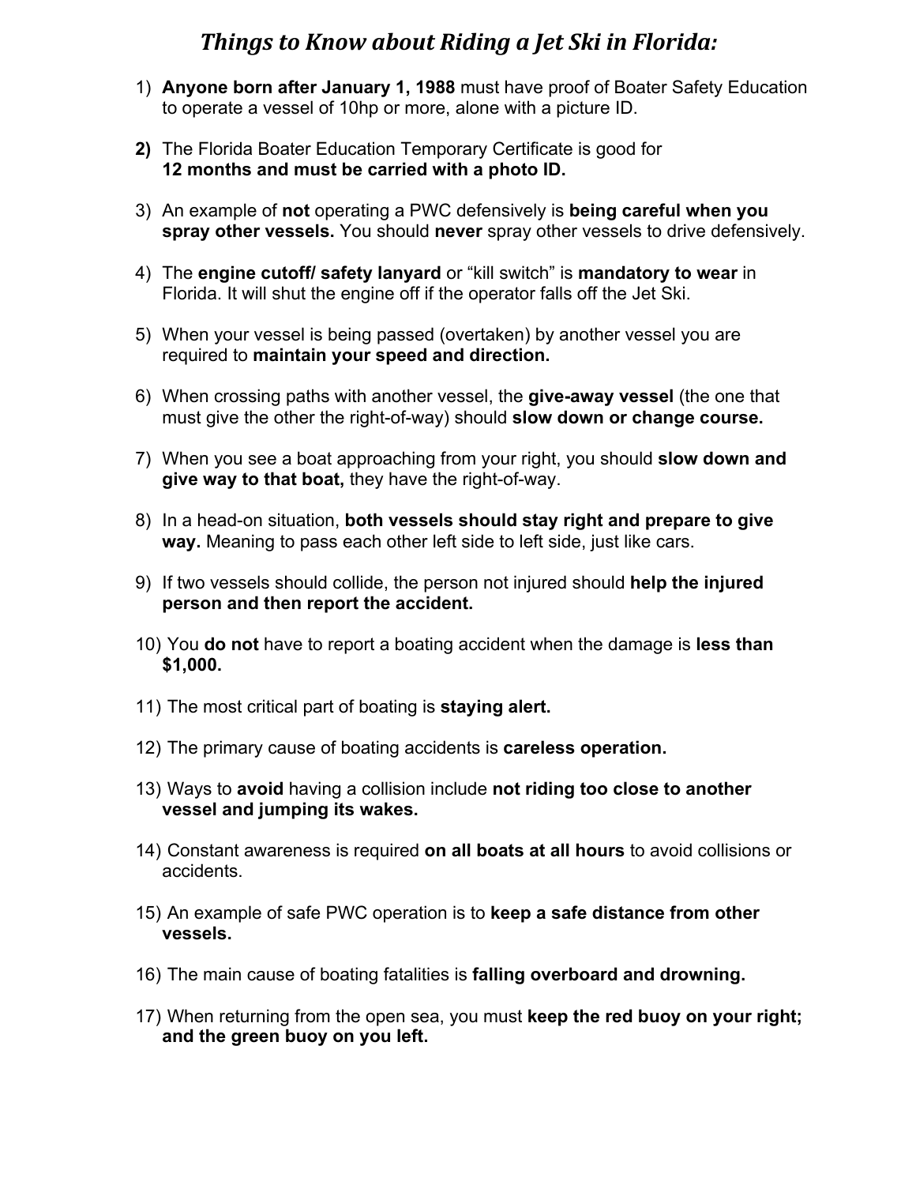## *Things to Know about Riding a Jet Ski in Florida:*

1) **Anyone born after January 1, 1988** must have proof of Boater Safety Education to operate a vessel of 10hp or more, alone with a picture ID.

2) The Florida Boater Education Temporary Certificate is good for **12 months and must be carried with a photo ID.**

3) An example of **not** operating a PWC defensively is **being careful when you spray other vessels.** You should **never** spray other vessels to drive defensively.

4) The **engine cutoff/ safety lanyard** or "kill switch" is **mandatory to wear** in Florida. It will shut the engine off if the operator falls off the Jet Ski.

5) When your vessel is being passed (overtaken) by another vessel you are required to **maintain your speed and direction.**

6) When crossing paths with another vessel, the **give-away vessel** (the one that must give the other the right-of-way) should **slow down or change course.**

7) When you see a boat approaching from your right, you should **slow down and give way to that boat,** they have the right-of-way.

8) In a head-on situation, **both vessels should stay right and prepare to give way.** Meaning to pass each other left side to left side, just like cars.

9) If two vessels should collide, the person not injured should **help the injured person and then report the accident.**

10) You **do not** have to report a boating accident when the damage is **less than $1,000.**

11) The most critical part of boating is **staying alert.**

12) The primary cause of boating accidents is **careless operation.**

13) Ways to **avoid** having a collision include **not riding too close to another vessel and jumping its wakes.**

14) Constant awareness is required **on all boats at all hours** to avoid collisions or accidents.

15) An example of safe PWC operation is to **keep a safe distance from other vessels.**

16) The main cause of boating fatalities is **falling overboard and drowning.**

17) When returning from the open sea, you must **keep the red buoy on your right; and the green buoy on you left.**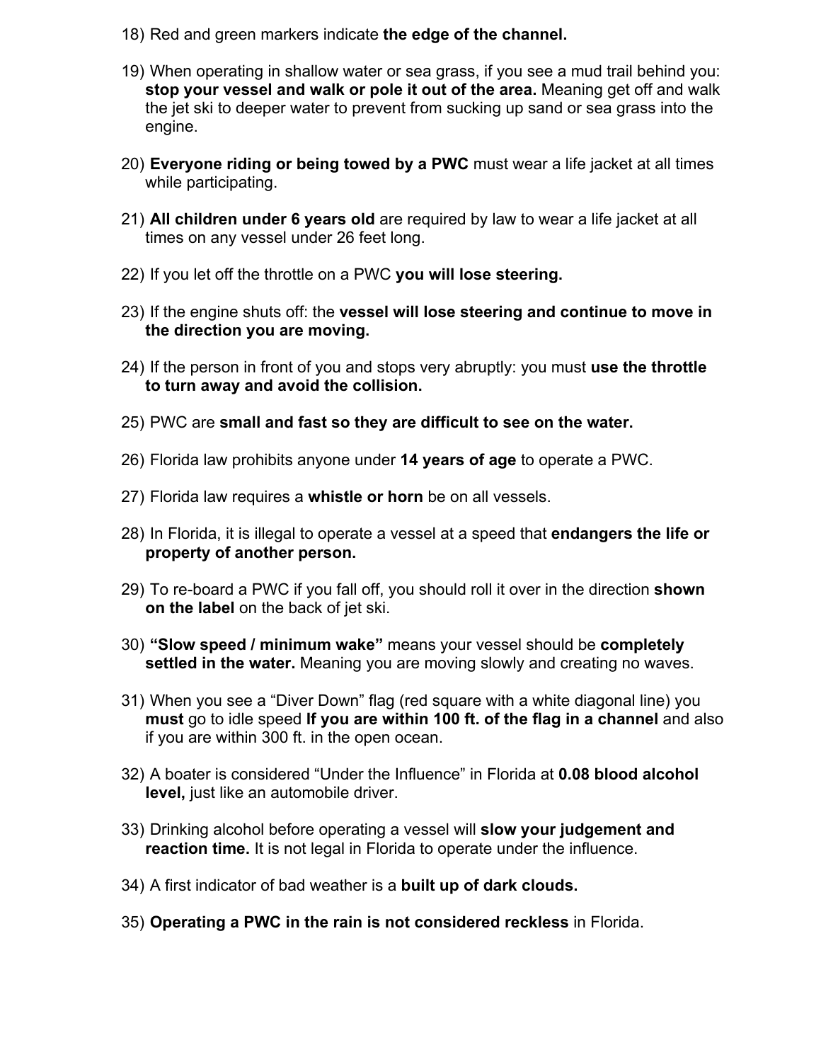18) Red and green markers indicate **the edge of the channel.**

19) When operating in shallow water or sea grass, if you see a mud trail behind you: **stop your vessel and walk or pole it out of the area.** Meaning get off and walk the jet ski to deeper water to prevent from sucking up sand or sea grass into the engine.

20) **Everyone riding or being towed by a PWC** must wear a life jacket at all times while participating.

21) **All children under 6 years old** are required by law to wear a life jacket at all times on any vessel under 26 feet long.

22) If you let off the throttle on a PWC **you will lose steering.**

23) If the engine shuts off: the **vessel will lose steering and continue to move in the direction you are moving.**

24) If the person in front of you and stops very abruptly: you must **use the throttle to turn away and avoid the collision.**

25) PWC are **small and fast so they are difficult to see on the water.**

26) Florida law prohibits anyone under **14 years of age** to operate a PWC.

27) Florida law requires a **whistle or horn** be on all vessels.

28) In Florida, it is illegal to operate a vessel at a speed that **endangers the life or property of another person.**

29) To re-board a PWC if you fall off, you should roll it over in the direction **shown on the label** on the back of jet ski.

30) **"Slow speed / minimum wake"** means your vessel should be **completely settled in the water.** Meaning you are moving slowly and creating no waves.

31) When you see a "Diver Down" flag (red square with a white diagonal line) you **must** go to idle speed **If you are within 100 ft. of the flag in a channel** and also if you are within 300 ft. in the open ocean.

32) A boater is considered "Under the Influence" in Florida at **0.08 blood alcohol level,** just like an automobile driver.

33) Drinking alcohol before operating a vessel will **slow your judgement and reaction time.** It is not legal in Florida to operate under the influence.

34) A first indicator of bad weather is a **built up of dark clouds.**

35) **Operating a PWC in the rain is not considered reckless** in Florida.